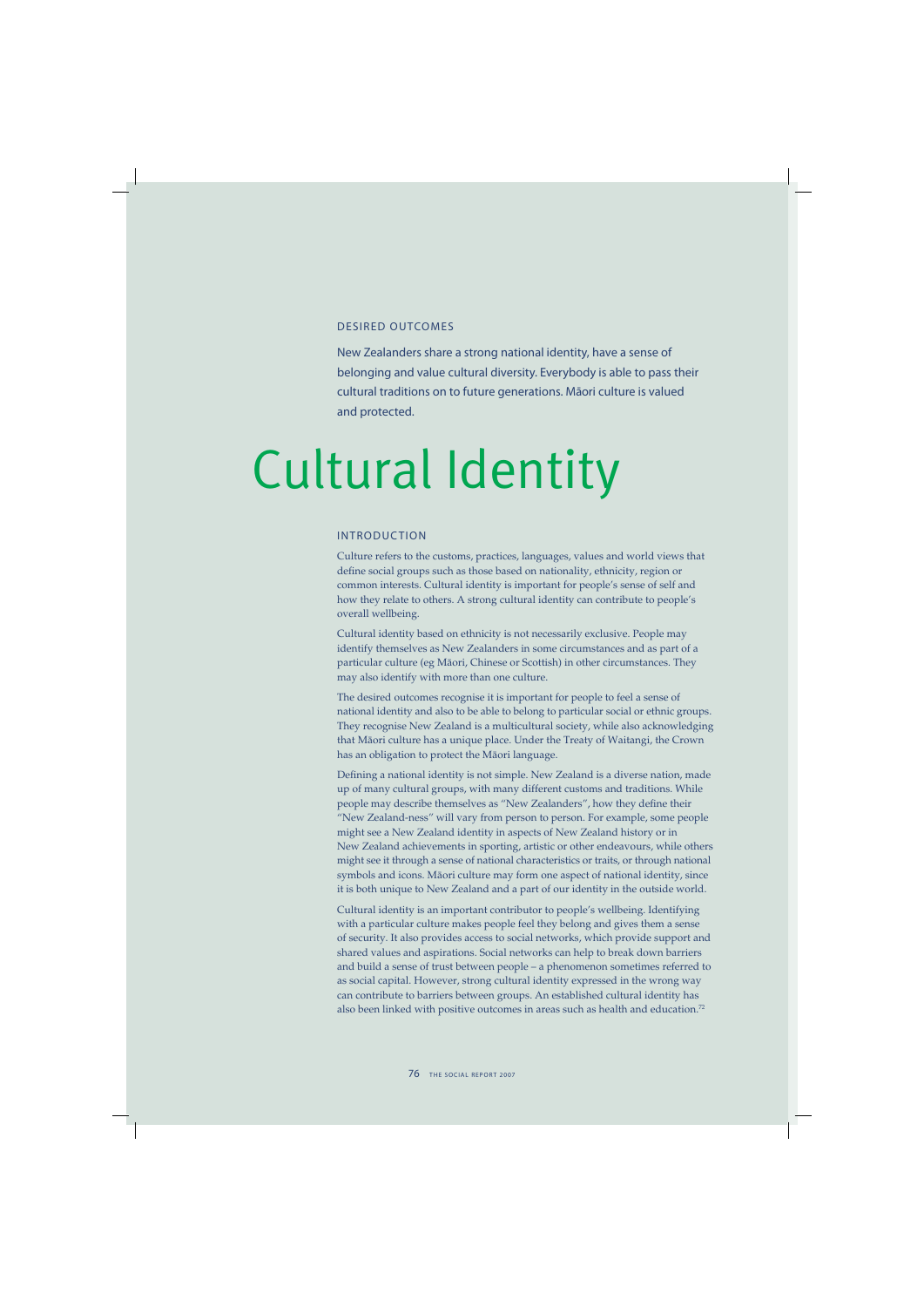## DESIRED OUTCOMES

New Zealanders share a strong national identity, have a sense of belonging and value cultural diversity. Everybody is able to pass their cultural traditions on to future generations. Māori culture is valued and protected.

# Cultural Identity

## INTRODUCTION

Culture refers to the customs, practices, languages, values and world views that define social groups such as those based on nationality, ethnicity, region or common interests. Cultural identity is important for people's sense of self and how they relate to others. A strong cultural identity can contribute to people's overall wellbeing.

Cultural identity based on ethnicity is not necessarily exclusive. People may identify themselves as New Zealanders in some circumstances and as part of a particular culture (eg Māori, Chinese or Scottish) in other circumstances. They may also identify with more than one culture.

The desired outcomes recognise it is important for people to feel a sense of national identity and also to be able to belong to particular social or ethnic groups. They recognise New Zealand is a multicultural society, while also acknowledging that Māori culture has a unique place. Under the Treaty of Waitangi, the Crown has an obligation to protect the Māori language.

Defining a national identity is not simple. New Zealand is a diverse nation, made up of many cultural groups, with many different customs and traditions. While people may describe themselves as "New Zealanders", how they define their "New Zealand-ness" will vary from person to person. For example, some people might see a New Zealand identity in aspects of New Zealand history or in New Zealand achievements in sporting, artistic or other endeavours, while others might see it through a sense of national characteristics or traits, or through national symbols and icons. Māori culture may form one aspect of national identity, since it is both unique to New Zealand and a part of our identity in the outside world.

Cultural identity is an important contributor to people's wellbeing. Identifying with a particular culture makes people feel they belong and gives them a sense of security. It also provides access to social networks, which provide support and shared values and aspirations. Social networks can help to break down barriers and build a sense of trust between people – a phenomenon sometimes referred to as social capital. However, strong cultural identity expressed in the wrong way can contribute to barriers between groups. An established cultural identity has also been linked with positive outcomes in areas such as health and education.[72]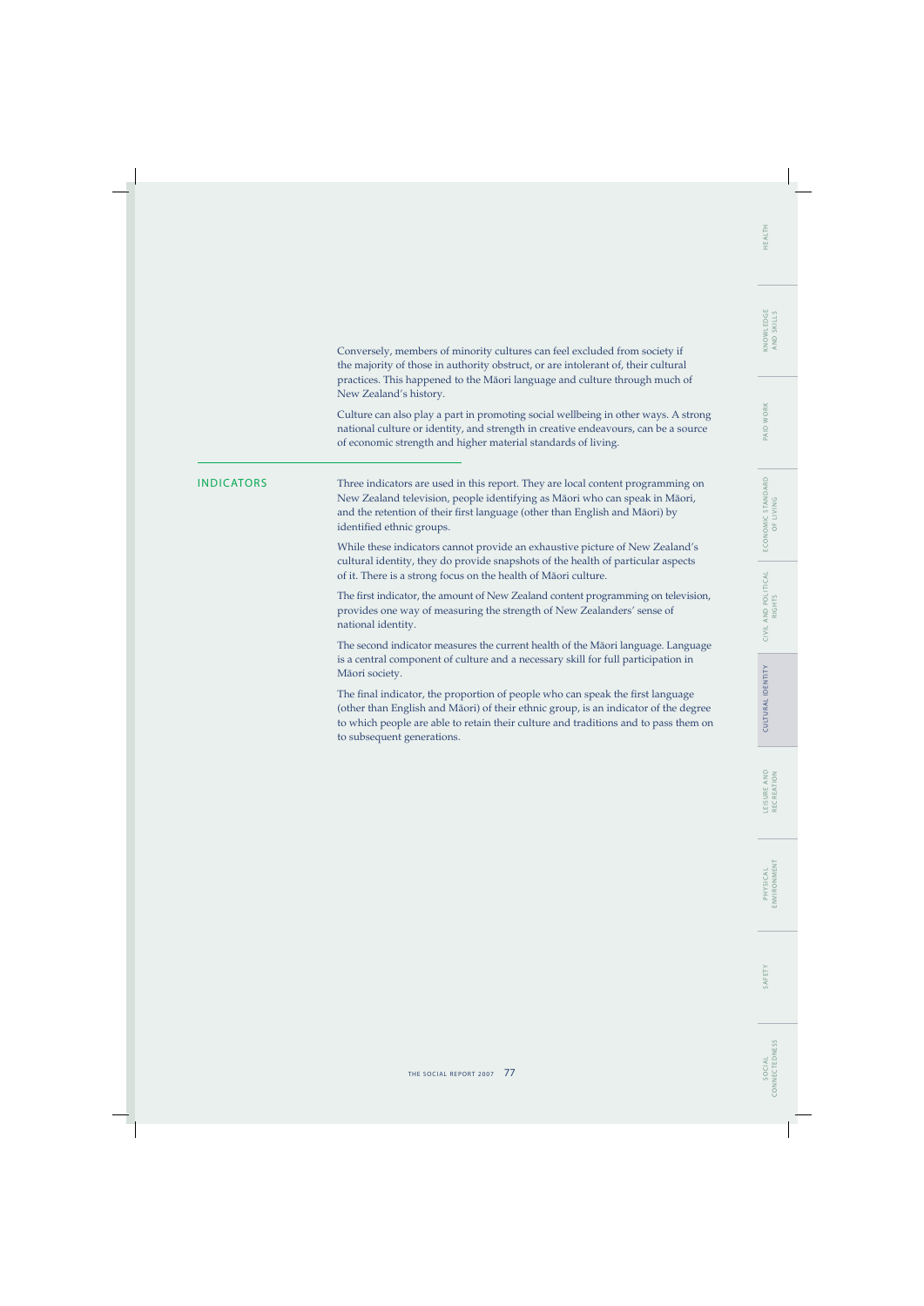Conversely, members of minority cultures can feel excluded from society if the majority of those in authority obstruct, or are intolerant of, their cultural practices. This happened to the Māori language and culture through much of New Zealand's history.

Culture can also play a part in promoting social wellbeing in other ways. A strong national culture or identity, and strength in creative endeavours, can be a source of economic strength and higher material standards of living.

## INDICATORS

Three indicators are used in this report. They are local content programming on New Zealand television, people identifying as Māori who can speak in Māori, and the retention of their first language (other than English and Māori) by identified ethnic groups.

While these indicators cannot provide an exhaustive picture of New Zealand's cultural identity, they do provide snapshots of the health of particular aspects of it. There is a strong focus on the health of Māori culture.

The first indicator, the amount of New Zealand content programming on television, provides one way of measuring the strength of New Zealanders' sense of national identity.

The second indicator measures the current health of the Māori language. Language is a central component of culture and a necessary skill for full participation in Māori society.

The final indicator, the proportion of people who can speak the first language (other than English and Māori) of their ethnic group, is an indicator of the degree to which people are able to retain their culture and traditions and to pass them on to subsequent generations.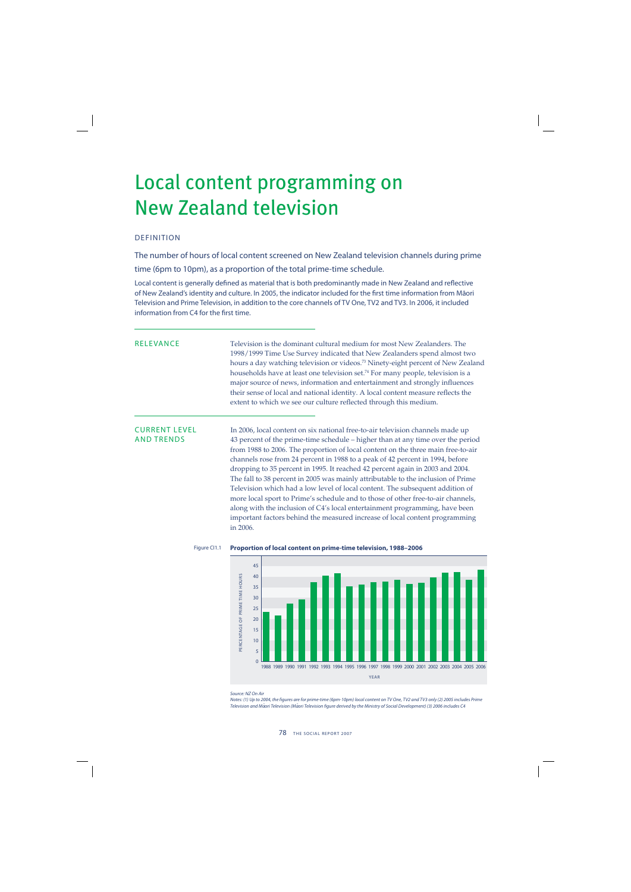# Local content programming on New Zealand television

## DEFINITION

The number of hours of local content screened on New Zealand television channels during prime time (6pm to 10pm), as a proportion of the total prime-time schedule.

Local content is generally defined as material that is both predominantly made in New Zealand and reflective of New Zealand's identity and culture. In 2005, the indicator included for the first time information from Māori Television and Prime Television, in addition to the core channels of TV One, TV2 and TV3. In 2006, it included information from C4 for the first time.

## RELEVANCE

Television is the dominant cultural medium for most New Zealanders. The 1998/1999 Time Use Survey indicated that New Zealanders spend almost two hours a day watching television or videos.[73] Ninety-eight percent of New Zealand households have at least one television set.[74] For many people, television is a major source of news, information and entertainment and strongly influences their sense of local and national identity. A local content measure reflects the extent to which we see our culture reflected through this medium.

## CURRENT LEVEL AND TRENDS

In 2006, local content on six national free-to-air television channels made up 43 percent of the prime-time schedule – higher than at any time over the period from 1988 to 2006. The proportion of local content on the three main free-to-air channels rose from 24 percent in 1988 to a peak of 42 percent in 1994, before dropping to 35 percent in 1995. It reached 42 percent again in 2003 and 2004. The fall to 38 percent in 2005 was mainly attributable to the inclusion of Prime Television which had a low level of local content. The subsequent addition of more local sport to Prime's schedule and to those of other free-to-air channels, along with the inclusion of C4's local entertainment programming, have been important factors behind the measured increase of local content programming in 2006.

Figure CI1.1 **Proportion of local content on prime-time television, 1988–2006**

*Source: NZ On Air*

*Notes: (1) Up to 2004, the figures are for prime-time (6pm-10pm) local content on TV One, TV2 and TV3 only (2) 2005 includes Prime Television and Māori Television (Māori Television figure derived by the Ministry of Social Development) (3) 2006 includes C4*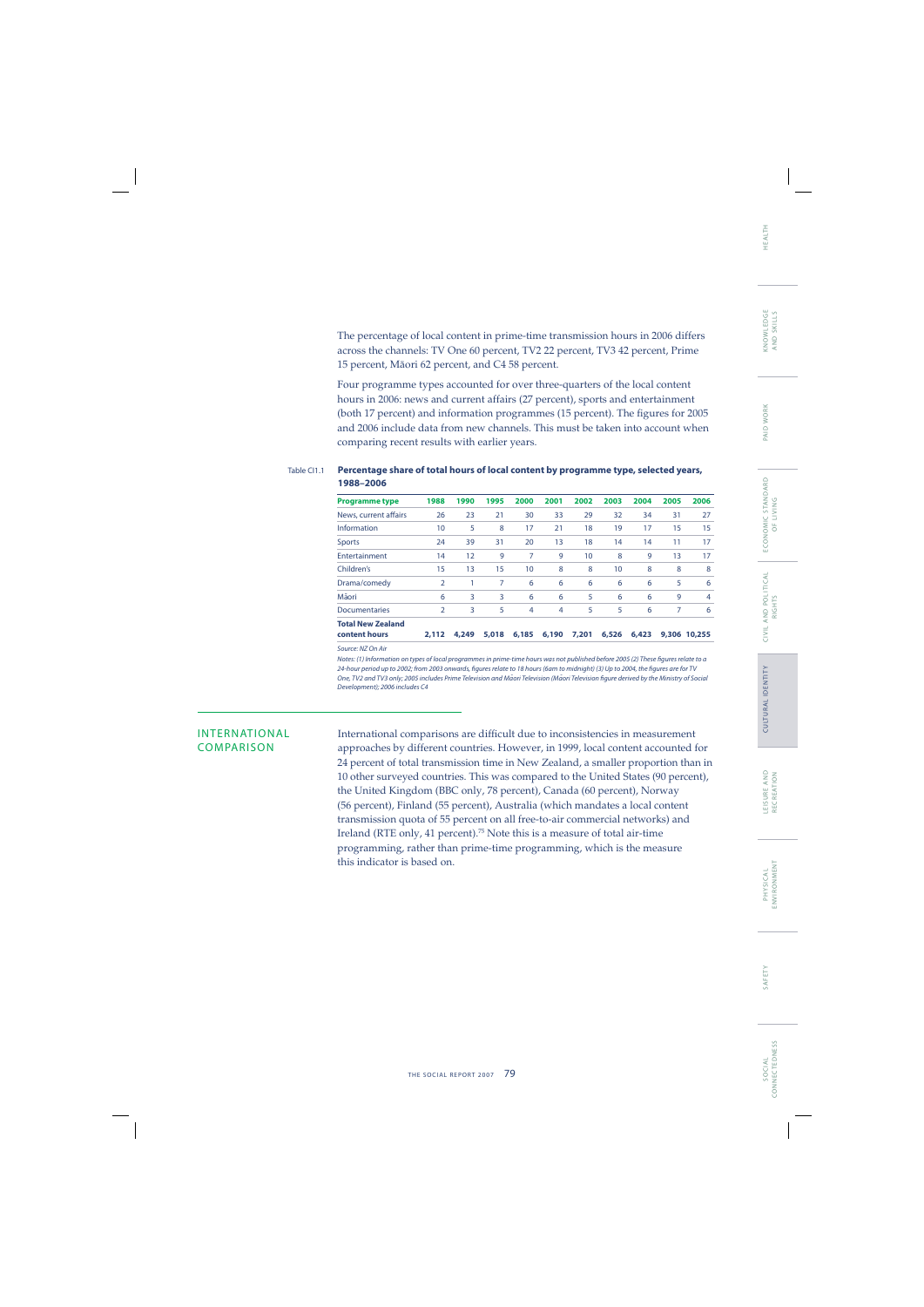The percentage of local content in prime-time transmission hours in 2006 differs across the channels: TV One 60 percent, TV2 22 percent, TV3 42 percent, Prime 15 percent, Māori 62 percent, and C4 58 percent.

Four programme types accounted for over three-quarters of the local content hours in 2006: news and current affairs (27 percent), sports and entertainment (both 17 percent) and information programmes (15 percent). The figures for 2005 and 2006 include data from new channels. This must be taken into account when comparing recent results with earlier years.

Table CI1.1 **Percentage share of total hours of local content by programme type, selected years, 1988–2006**

| Programme type | 1988 | 1990 | 1995 | 2000 | 2001 | 2002 | 2003 | 2004 | 2005 | 2006 |
|---|---|---|---|---|---|---|---|---|---|---|
| News, current affairs | 26 | 23 | 21 | 30 | 33 | 29 | 32 | 34 | 31 | 27 |
| Information | 10 | 5 | 8 | 17 | 21 | 18 | 19 | 17 | 15 | 15 |
| Sports | 24 | 39 | 31 | 20 | 13 | 18 | 14 | 14 | 11 | 17 |
| Entertainment | 14 | 12 | 9 | 7 | 9 | 10 | 8 | 9 | 13 | 17 |
| Children's | 15 | 13 | 15 | 10 | 8 | 8 | 10 | 8 | 8 | 8 |
| Drama/comedy | 2 | 1 | 7 | 6 | 6 | 6 | 6 | 6 | 5 | 6 |
| Māori | 6 | 3 | 3 | 6 | 6 | 5 | 6 | 6 | 9 | 4 |
| Documentaries | 2 | 3 | 5 | 4 | 4 | 5 | 5 | 6 | 7 | 6 |
| **Total New Zealand content hours** | **2,112** | **4,249** | **5,018** | **6,185** | **6,190** | **7,201** | **6,526** | **6,423** | **9,306** | **10,255** |

*Source: NZ On Air*

*Notes: (1) Information on types of local programmes in prime-time hours was not published before 2005 (2) These figures relate to a 24-hour period up to 2002; from 2003 onwards, figures relate to 18 hours (6am to midnight) (3) Up to 2004, the figures are for TV One, TV2 and TV3 only; 2005 includes Prime Television and Māori Television (Māori Television figure derived by the Ministry of Social Development); 2006 includes C4*

## INTERNATIONAL COMPARISON

International comparisons are difficult due to inconsistencies in measurement approaches by different countries. However, in 1999, local content accounted for 24 percent of total transmission time in New Zealand, a smaller proportion than in 10 other surveyed countries. This was compared to the United States (90 percent), the United Kingdom (BBC only, 78 percent), Canada (60 percent), Norway (56 percent), Finland (55 percent), Australia (which mandates a local content transmission quota of 55 percent on all free-to-air commercial networks) and Ireland (RTE only, 41 percent).[75] Note this is a measure of total air-time programming, rather than prime-time programming, which is the measure this indicator is based on.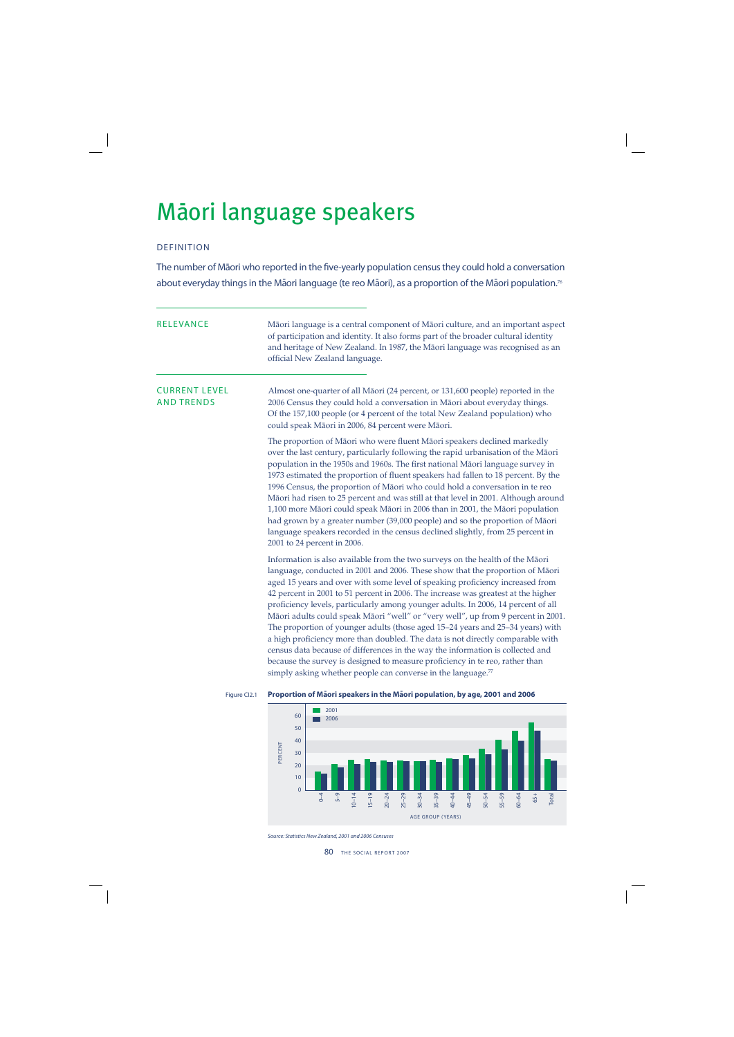# Māori language speakers

## DEFINITION

The number of Māori who reported in the five-yearly population census they could hold a conversation about everyday things in the Māori language (te reo Māori), as a proportion of the Māori population.[76]

## RELEVANCE

Māori language is a central component of Māori culture, and an important aspect of participation and identity. It also forms part of the broader cultural identity and heritage of New Zealand. In 1987, the Māori language was recognised as an official New Zealand language.

## CURRENT LEVEL AND TRENDS

Almost one-quarter of all Māori (24 percent, or 131,600 people) reported in the 2006 Census they could hold a conversation in Māori about everyday things. Of the 157,100 people (or 4 percent of the total New Zealand population) who could speak Māori in 2006, 84 percent were Māori.

The proportion of Māori who were fluent Māori speakers declined markedly over the last century, particularly following the rapid urbanisation of the Māori population in the 1950s and 1960s. The first national Māori language survey in 1973 estimated the proportion of fluent speakers had fallen to 18 percent. By the 1996 Census, the proportion of Māori who could hold a conversation in te reo Māori had risen to 25 percent and was still at that level in 2001. Although around 1,100 more Māori could speak Māori in 2006 than in 2001, the Māori population had grown by a greater number (39,000 people) and so the proportion of Māori language speakers recorded in the census declined slightly, from 25 percent in 2001 to 24 percent in 2006.

Information is also available from the two surveys on the health of the Māori language, conducted in 2001 and 2006. These show that the proportion of Māori aged 15 years and over with some level of speaking proficiency increased from 42 percent in 2001 to 51 percent in 2006. The increase was greatest at the higher proficiency levels, particularly among younger adults. In 2006, 14 percent of all Māori adults could speak Māori "well" or "very well", up from 9 percent in 2001. The proportion of younger adults (those aged 15–24 years and 25–34 years) with a high proficiency more than doubled. The data is not directly comparable with census data because of differences in the way the information is collected and because the survey is designed to measure proficiency in te reo, rather than simply asking whether people can converse in the language.[77]

Figure CI2.1 **Proportion of Māori speakers in the Māori population, by age, 2001 and 2006**

*Source: Statistics New Zealand, 2001 and 2006 Censuses*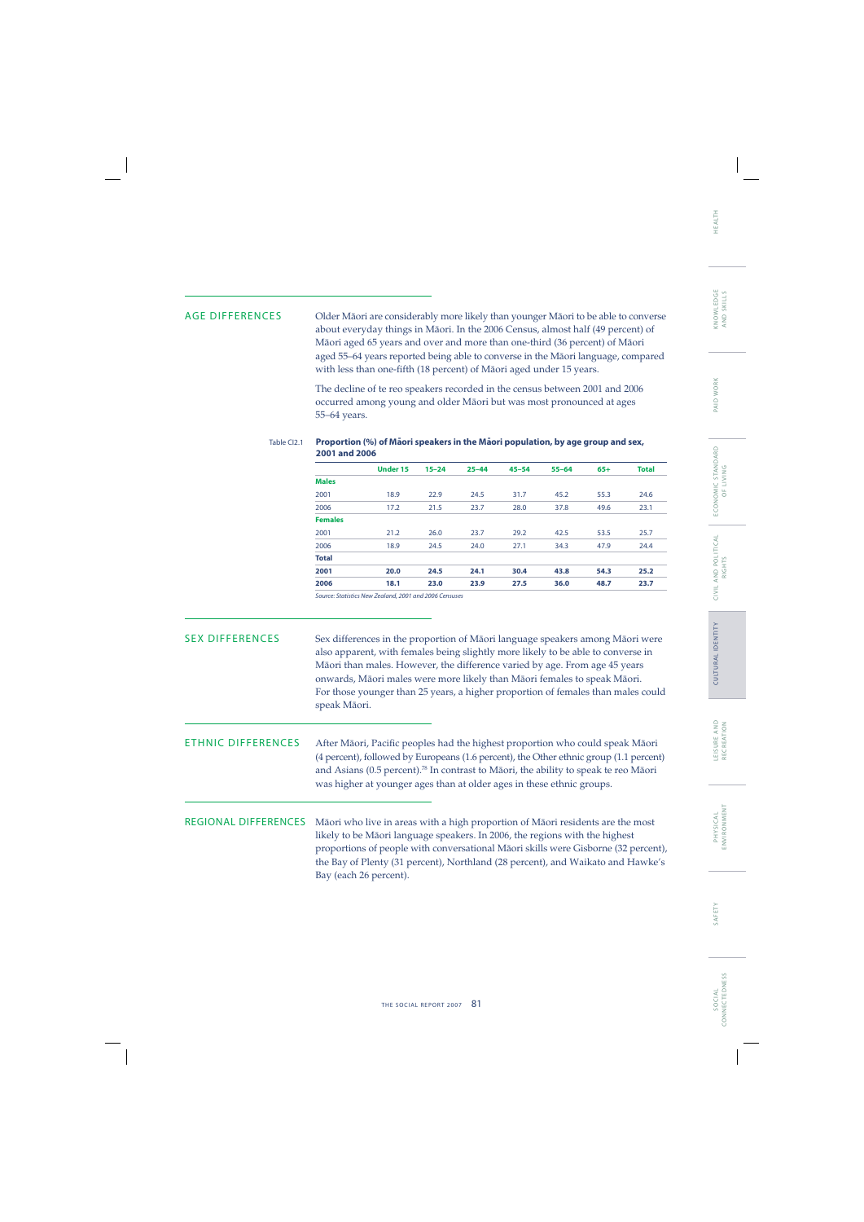## AGE DIFFERENCES

Older Māori are considerably more likely than younger Māori to be able to converse about everyday things in Māori. In the 2006 Census, almost half (49 percent) of Māori aged 65 years and over and more than one-third (36 percent) of Māori aged 55–64 years reported being able to converse in the Māori language, compared with less than one-fifth (18 percent) of Māori aged under 15 years.

The decline of te reo speakers recorded in the census between 2001 and 2006 occurred among young and older Māori but was most pronounced at ages 55–64 years.

Table CI2.1 **Proportion (%) of Māori speakers in the Māori population, by age group and sex, 2001 and 2006**

| | Under 15 | 15–24 | 25–44 | 45–54 | 55–64 | 65+ | Total |
|---|---|---|---|---|---|---|---|
| **Males** | | | | | | | |
| 2001 | 18.9 | 22.9 | 24.5 | 31.7 | 45.2 | 55.3 | 24.6 |
| 2006 | 17.2 | 21.5 | 23.7 | 28.0 | 37.8 | 49.6 | 23.1 |
| **Females** | | | | | | | |
| 2001 | 21.2 | 26.0 | 23.7 | 29.2 | 42.5 | 53.5 | 25.7 |
| 2006 | 18.9 | 24.5 | 24.0 | 27.1 | 34.3 | 47.9 | 24.4 |
| **Total** | | | | | | | |
| **2001** | **20.0** | **24.5** | **24.1** | **30.4** | **43.8** | **54.3** | **25.2** |
| **2006** | **18.1** | **23.0** | **23.9** | **27.5** | **36.0** | **48.7** | **23.7** |

*Source: Statistics New Zealand, 2001 and 2006 Censuses*

## SEX DIFFERENCES

Sex differences in the proportion of Māori language speakers among Māori were also apparent, with females being slightly more likely to be able to converse in Māori than males. However, the difference varied by age. From age 45 years onwards, Māori males were more likely than Māori females to speak Māori. For those younger than 25 years, a higher proportion of females than males could speak Māori.

## ETHNIC DIFFERENCES

After Māori, Pacific peoples had the highest proportion who could speak Māori (4 percent), followed by Europeans (1.6 percent), the Other ethnic group (1.1 percent) and Asians (0.5 percent).[78] In contrast to Māori, the ability to speak te reo Māori was higher at younger ages than at older ages in these ethnic groups.

## REGIONAL DIFFERENCES

Māori who live in areas with a high proportion of Māori residents are the most likely to be Māori language speakers. In 2006, the regions with the highest proportions of people with conversational Māori skills were Gisborne (32 percent), the Bay of Plenty (31 percent), Northland (28 percent), and Waikato and Hawke's Bay (each 26 percent).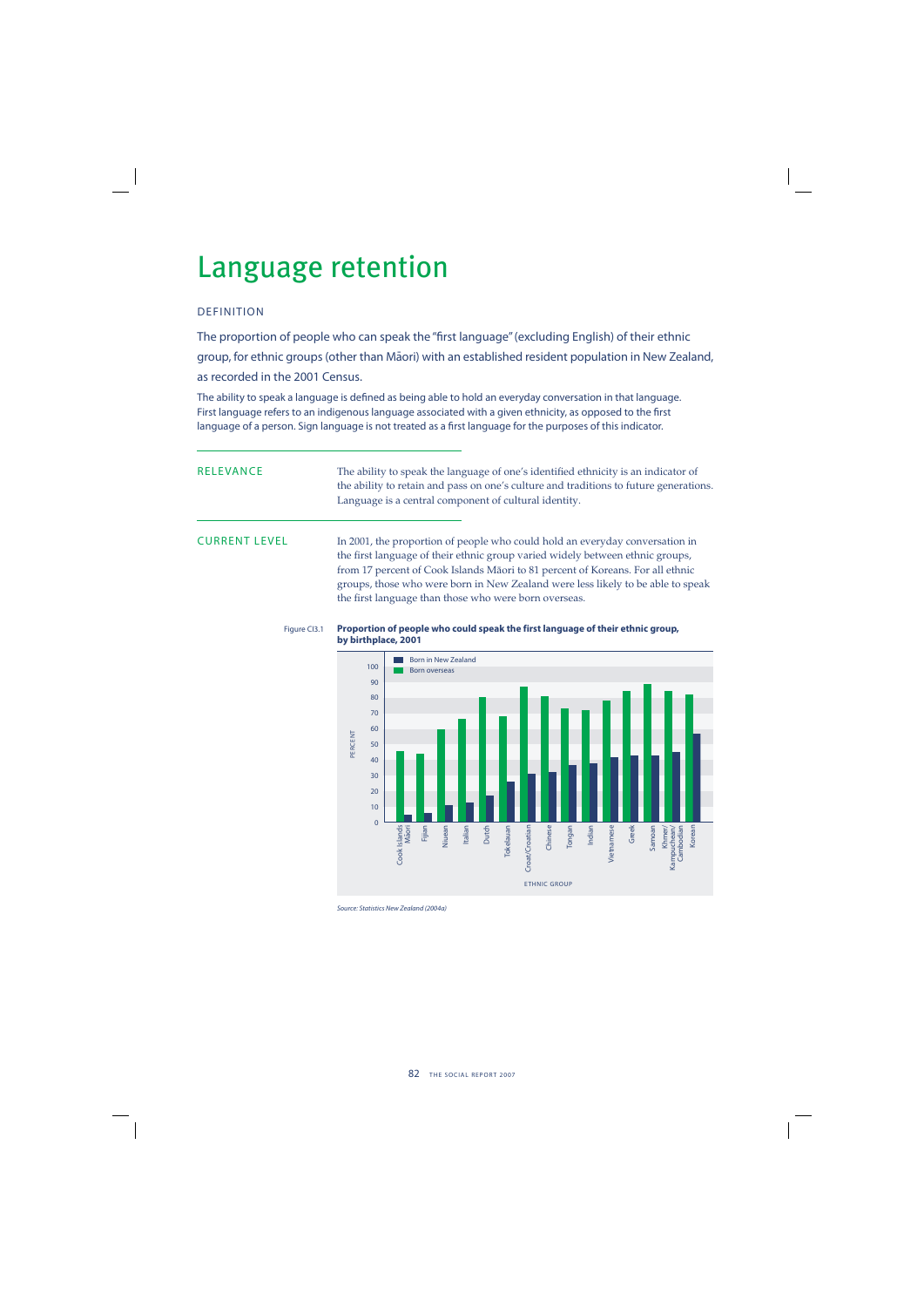# Language retention

## DEFINITION

The proportion of people who can speak the "first language" (excluding English) of their ethnic group, for ethnic groups (other than Māori) with an established resident population in New Zealand, as recorded in the 2001 Census.

The ability to speak a language is defined as being able to hold an everyday conversation in that language. First language refers to an indigenous language associated with a given ethnicity, as opposed to the first language of a person. Sign language is not treated as a first language for the purposes of this indicator.

## RELEVANCE

The ability to speak the language of one's identified ethnicity is an indicator of the ability to retain and pass on one's culture and traditions to future generations. Language is a central component of cultural identity.

## CURRENT LEVEL

In 2001, the proportion of people who could hold an everyday conversation in the first language of their ethnic group varied widely between ethnic groups, from 17 percent of Cook Islands Māori to 81 percent of Koreans. For all ethnic groups, those who were born in New Zealand were less likely to be able to speak the first language than those who were born overseas.

Figure CI3.1 **Proportion of people who could speak the first language of their ethnic group, by birthplace, 2001**

Legend: Born in New Zealand; Born overseas

Y-axis: PERCENT (0–100)

X-axis: ETHNIC GROUP — Cook Islands Māori, Fijian, Niuean, Italian, Dutch, Tokelauan, Croat/Croatian, Chinese, Tongan, Indian, Vietnamese, Greek, Samoan, Khmer/Kampuchean/Cambodian, Korean

*Source: Statistics New Zealand (2004a)*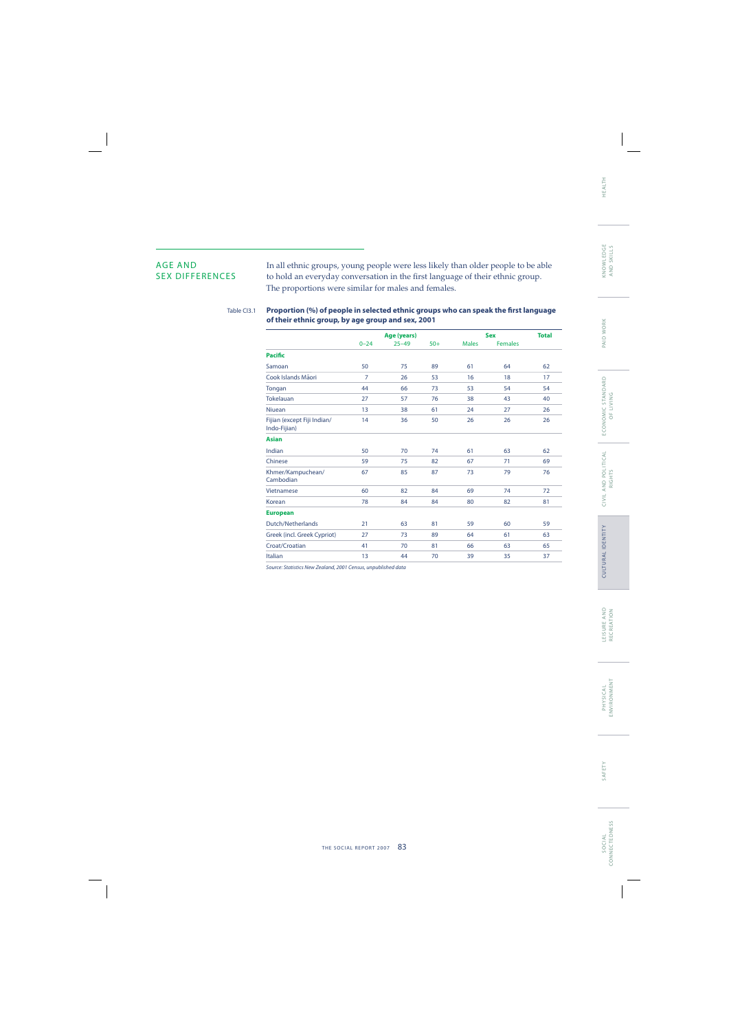## AGE AND SEX DIFFERENCES

In all ethnic groups, young people were less likely than older people to be able to hold an everyday conversation in the first language of their ethnic group. The proportions were similar for males and females.

Table CI3.1 **Proportion (%) of people in selected ethnic groups who can speak the first language of their ethnic group, by age group and sex, 2001**

| | Age (years) | | | Sex | | Total |
|---|---|---|---|---|---|---|
| | 0–24 | 25–49 | 50+ | Males | Females | |
| **Pacific** | | | | | | |
| Samoan | 50 | 75 | 89 | 61 | 64 | 62 |
| Cook Islands Māori | 7 | 26 | 53 | 16 | 18 | 17 |
| Tongan | 44 | 66 | 73 | 53 | 54 | 54 |
| Tokelauan | 27 | 57 | 76 | 38 | 43 | 40 |
| Niuean | 13 | 38 | 61 | 24 | 27 | 26 |
| Fijian (except Fiji Indian/ Indo-Fijian) | 14 | 36 | 50 | 26 | 26 | 26 |
| **Asian** | | | | | | |
| Indian | 50 | 70 | 74 | 61 | 63 | 62 |
| Chinese | 59 | 75 | 82 | 67 | 71 | 69 |
| Khmer/Kampuchean/ Cambodian | 67 | 85 | 87 | 73 | 79 | 76 |
| Vietnamese | 60 | 82 | 84 | 69 | 74 | 72 |
| Korean | 78 | 84 | 84 | 80 | 82 | 81 |
| **European** | | | | | | |
| Dutch/Netherlands | 21 | 63 | 81 | 59 | 60 | 59 |
| Greek (incl. Greek Cypriot) | 27 | 73 | 89 | 64 | 61 | 63 |
| Croat/Croatian | 41 | 70 | 81 | 66 | 63 | 65 |
| Italian | 13 | 44 | 70 | 39 | 35 | 37 |

*Source: Statistics New Zealand, 2001 Census, unpublished data*